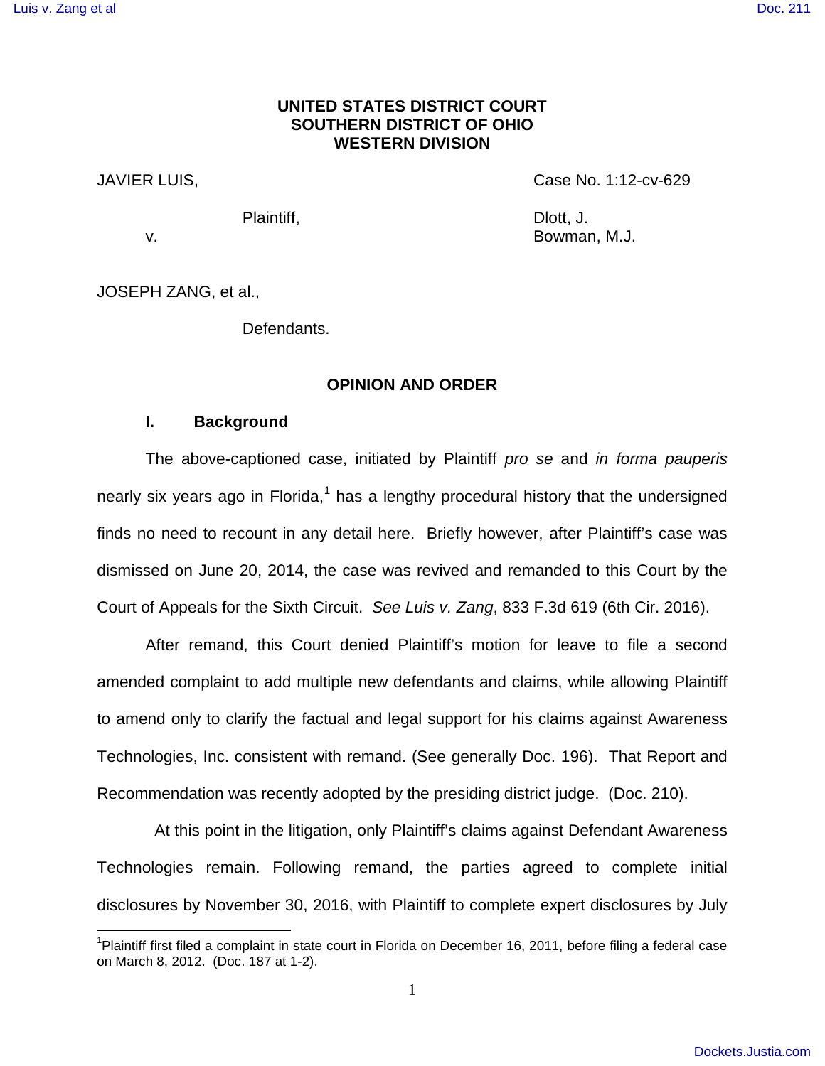**UNITED STATES DISTRICT COURT**
**SOUTHERN DISTRICT OF OHIO**
**WESTERN DIVISION**

JAVIER LUIS, Case No. 1:12-cv-629

Plaintiff, Dlott, J.
v. Bowman, M.J.

JOSEPH ZANG, et al.,

Defendants.

**OPINION AND ORDER**

## I. Background

The above-captioned case, initiated by Plaintiff *pro se* and *in forma pauperis* nearly six years ago in Florida,[1] has a lengthy procedural history that the undersigned finds no need to recount in any detail here. Briefly however, after Plaintiff's case was dismissed on June 20, 2014, the case was revived and remanded to this Court by the Court of Appeals for the Sixth Circuit. *See Luis v. Zang*, 833 F.3d 619 (6th Cir. 2016).

After remand, this Court denied Plaintiff's motion for leave to file a second amended complaint to add multiple new defendants and claims, while allowing Plaintiff to amend only to clarify the factual and legal support for his claims against Awareness Technologies, Inc. consistent with remand. (See generally Doc. 196). That Report and Recommendation was recently adopted by the presiding district judge. (Doc. 210).

At this point in the litigation, only Plaintiff's claims against Defendant Awareness Technologies remain. Following remand, the parties agreed to complete initial disclosures by November 30, 2016, with Plaintiff to complete expert disclosures by July

[1] Plaintiff first filed a complaint in state court in Florida on December 16, 2011, before filing a federal case on March 8, 2012. (Doc. 187 at 1-2).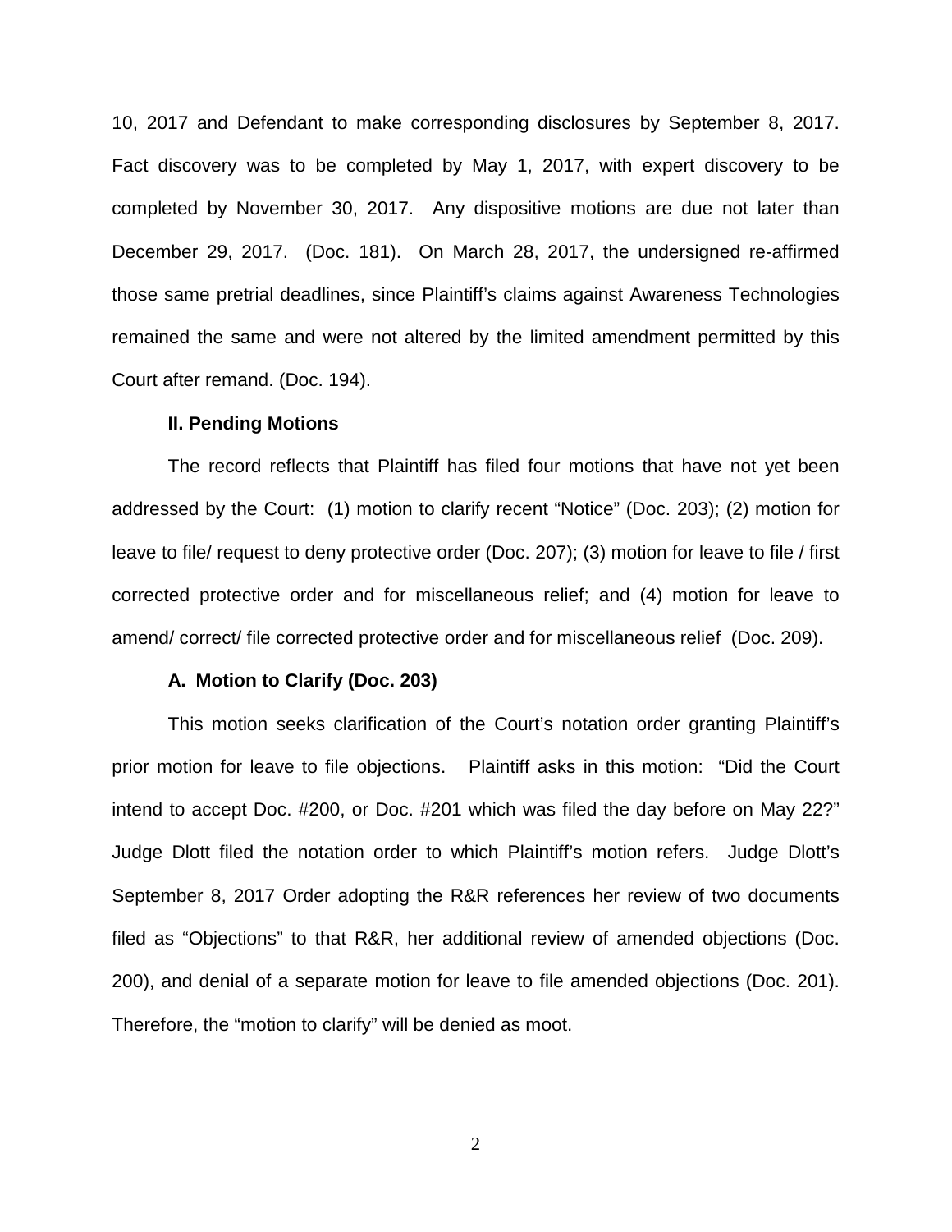10, 2017 and Defendant to make corresponding disclosures by September 8, 2017. Fact discovery was to be completed by May 1, 2017, with expert discovery to be completed by November 30, 2017. Any dispositive motions are due not later than December 29, 2017. (Doc. 181). On March 28, 2017, the undersigned re-affirmed those same pretrial deadlines, since Plaintiff's claims against Awareness Technologies remained the same and were not altered by the limited amendment permitted by this Court after remand. (Doc. 194).

**II. Pending Motions**

The record reflects that Plaintiff has filed four motions that have not yet been addressed by the Court: (1) motion to clarify recent "Notice" (Doc. 203); (2) motion for leave to file/ request to deny protective order (Doc. 207); (3) motion for leave to file / first corrected protective order and for miscellaneous relief; and (4) motion for leave to amend/ correct/ file corrected protective order and for miscellaneous relief (Doc. 209).

**A. Motion to Clarify (Doc. 203)**

This motion seeks clarification of the Court's notation order granting Plaintiff's prior motion for leave to file objections. Plaintiff asks in this motion: "Did the Court intend to accept Doc. #200, or Doc. #201 which was filed the day before on May 22?" Judge Dlott filed the notation order to which Plaintiff's motion refers. Judge Dlott's September 8, 2017 Order adopting the R&R references her review of two documents filed as "Objections" to that R&R, her additional review of amended objections (Doc. 200), and denial of a separate motion for leave to file amended objections (Doc. 201). Therefore, the "motion to clarify" will be denied as moot.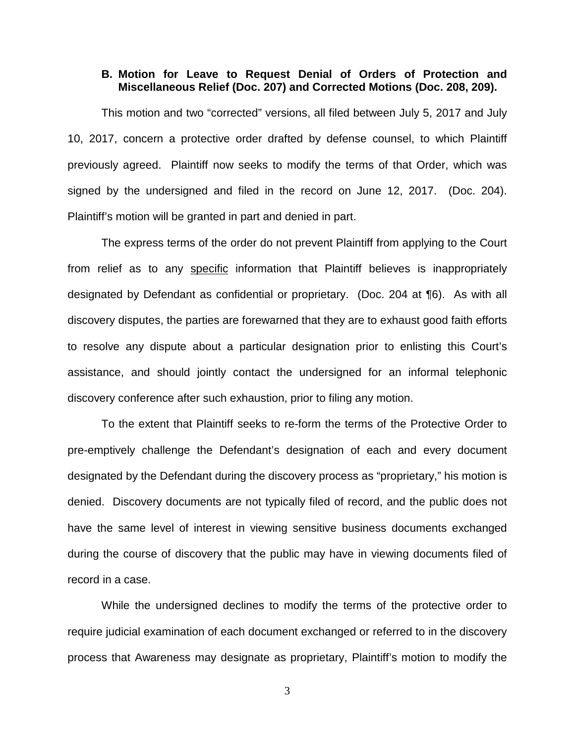### B. Motion for Leave to Request Denial of Orders of Protection and Miscellaneous Relief (Doc. 207) and Corrected Motions (Doc. 208, 209).

This motion and two "corrected" versions, all filed between July 5, 2017 and July 10, 2017, concern a protective order drafted by defense counsel, to which Plaintiff previously agreed. Plaintiff now seeks to modify the terms of that Order, which was signed by the undersigned and filed in the record on June 12, 2017. (Doc. 204). Plaintiff's motion will be granted in part and denied in part.

The express terms of the order do not prevent Plaintiff from applying to the Court from relief as to any <u>specific</u> information that Plaintiff believes is inappropriately designated by Defendant as confidential or proprietary. (Doc. 204 at ¶6). As with all discovery disputes, the parties are forewarned that they are to exhaust good faith efforts to resolve any dispute about a particular designation prior to enlisting this Court's assistance, and should jointly contact the undersigned for an informal telephonic discovery conference after such exhaustion, prior to filing any motion.

To the extent that Plaintiff seeks to re-form the terms of the Protective Order to pre-emptively challenge the Defendant's designation of each and every document designated by the Defendant during the discovery process as "proprietary," his motion is denied. Discovery documents are not typically filed of record, and the public does not have the same level of interest in viewing sensitive business documents exchanged during the course of discovery that the public may have in viewing documents filed of record in a case.

While the undersigned declines to modify the terms of the protective order to require judicial examination of each document exchanged or referred to in the discovery process that Awareness may designate as proprietary, Plaintiff's motion to modify the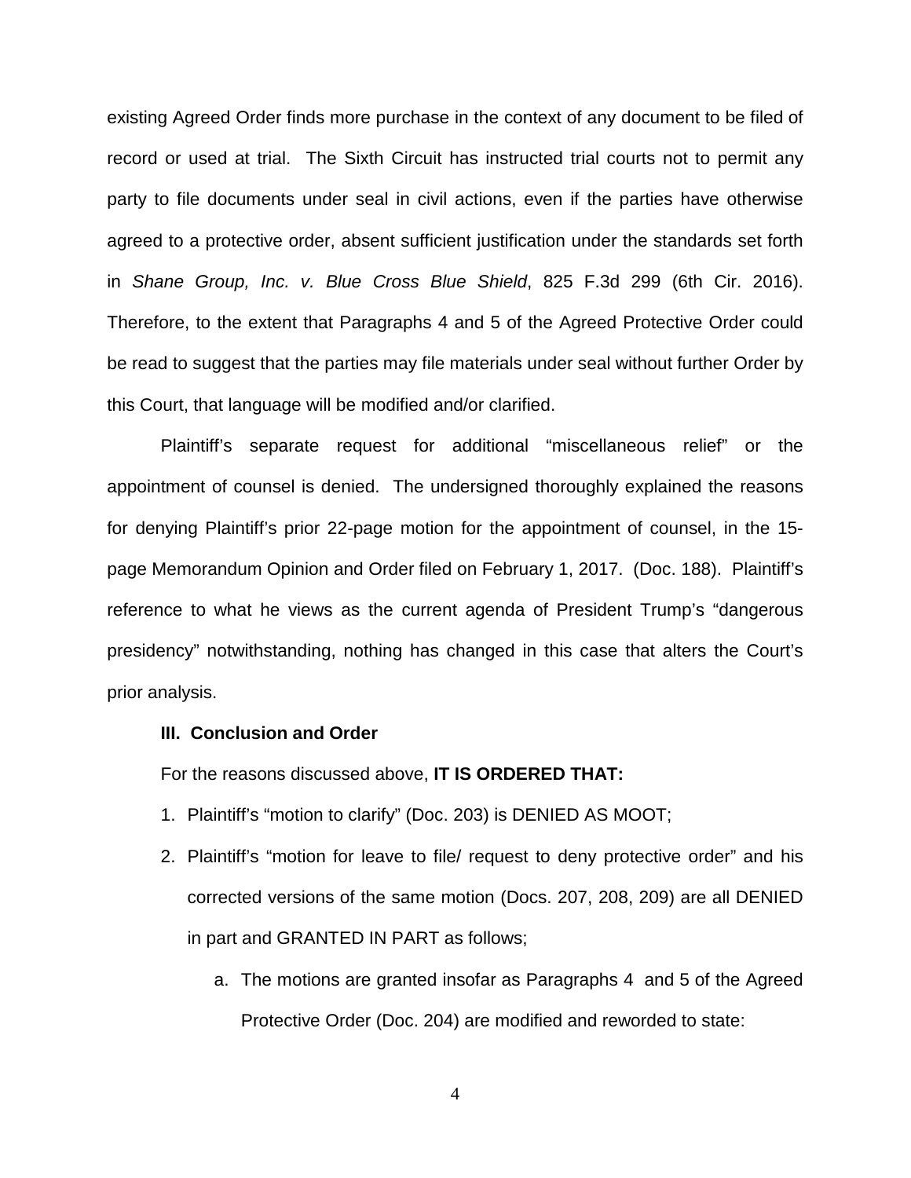existing Agreed Order finds more purchase in the context of any document to be filed of record or used at trial. The Sixth Circuit has instructed trial courts not to permit any party to file documents under seal in civil actions, even if the parties have otherwise agreed to a protective order, absent sufficient justification under the standards set forth in *Shane Group, Inc. v. Blue Cross Blue Shield*, 825 F.3d 299 (6th Cir. 2016). Therefore, to the extent that Paragraphs 4 and 5 of the Agreed Protective Order could be read to suggest that the parties may file materials under seal without further Order by this Court, that language will be modified and/or clarified.

Plaintiff's separate request for additional "miscellaneous relief" or the appointment of counsel is denied. The undersigned thoroughly explained the reasons for denying Plaintiff's prior 22-page motion for the appointment of counsel, in the 15-page Memorandum Opinion and Order filed on February 1, 2017. (Doc. 188). Plaintiff's reference to what he views as the current agenda of President Trump's "dangerous presidency" notwithstanding, nothing has changed in this case that alters the Court's prior analysis.

**III. Conclusion and Order**

For the reasons discussed above, **IT IS ORDERED THAT:**

1. Plaintiff's "motion to clarify" (Doc. 203) is DENIED AS MOOT;
2. Plaintiff's "motion for leave to file/ request to deny protective order" and his corrected versions of the same motion (Docs. 207, 208, 209) are all DENIED in part and GRANTED IN PART as follows;
    a. The motions are granted insofar as Paragraphs 4 and 5 of the Agreed Protective Order (Doc. 204) are modified and reworded to state: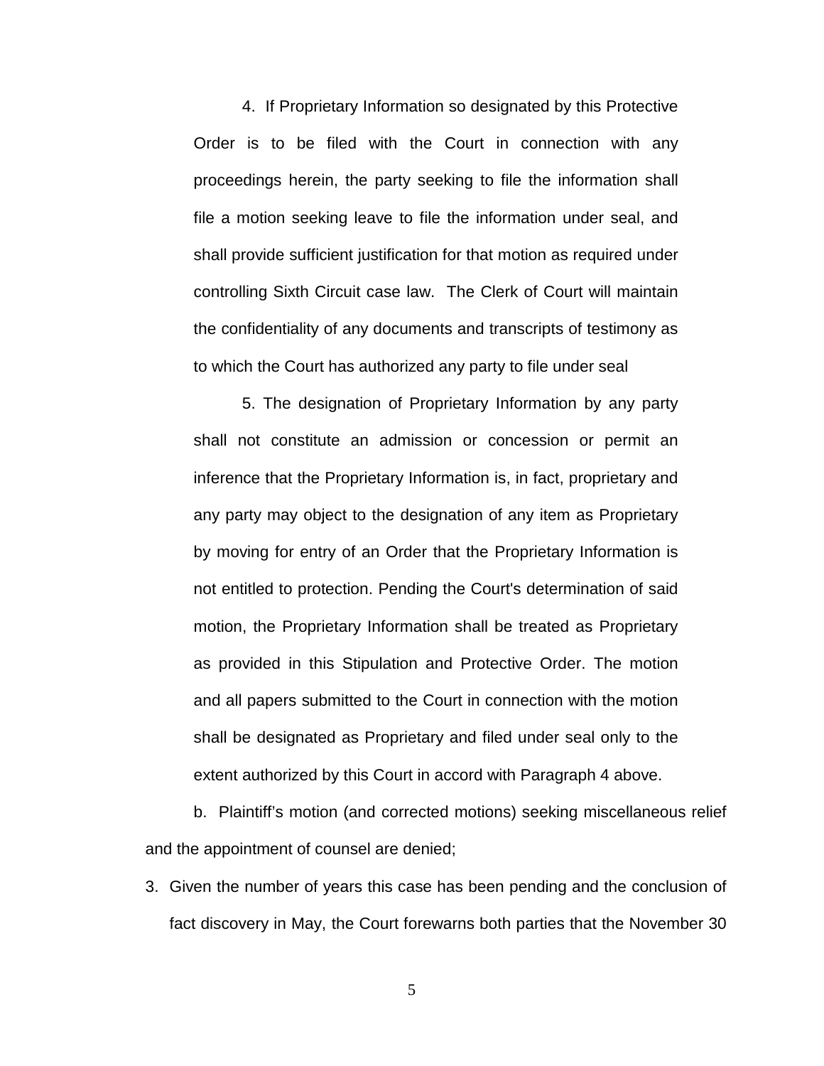4. If Proprietary Information so designated by this Protective Order is to be filed with the Court in connection with any proceedings herein, the party seeking to file the information shall file a motion seeking leave to file the information under seal, and shall provide sufficient justification for that motion as required under controlling Sixth Circuit case law. The Clerk of Court will maintain the confidentiality of any documents and transcripts of testimony as to which the Court has authorized any party to file under seal

5. The designation of Proprietary Information by any party shall not constitute an admission or concession or permit an inference that the Proprietary Information is, in fact, proprietary and any party may object to the designation of any item as Proprietary by moving for entry of an Order that the Proprietary Information is not entitled to protection. Pending the Court's determination of said motion, the Proprietary Information shall be treated as Proprietary as provided in this Stipulation and Protective Order. The motion and all papers submitted to the Court in connection with the motion shall be designated as Proprietary and filed under seal only to the extent authorized by this Court in accord with Paragraph 4 above.

b. Plaintiff's motion (and corrected motions) seeking miscellaneous relief and the appointment of counsel are denied;

3. Given the number of years this case has been pending and the conclusion of fact discovery in May, the Court forewarns both parties that the November 30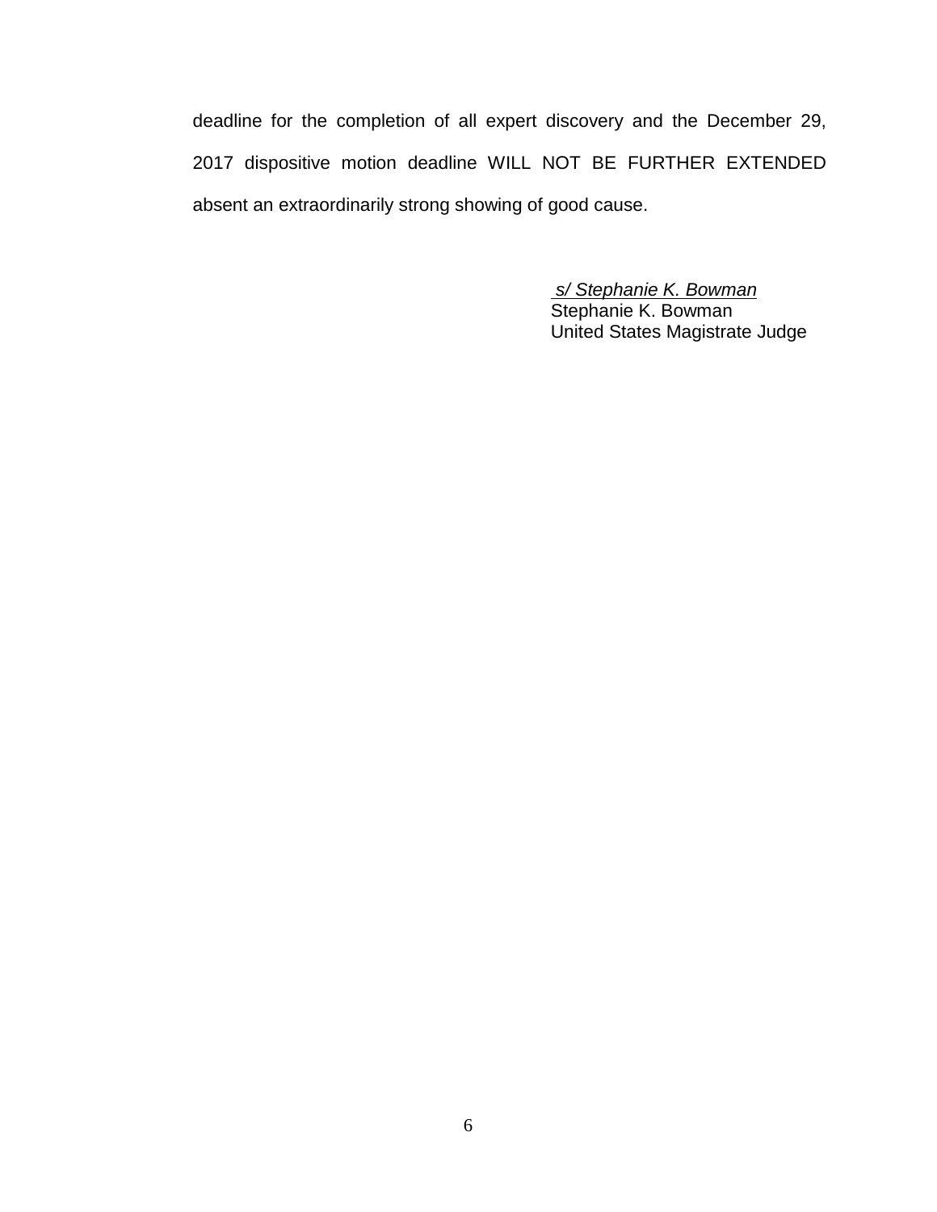deadline for the completion of all expert discovery and the December 29, 2017 dispositive motion deadline WILL NOT BE FURTHER EXTENDED absent an extraordinarily strong showing of good cause.

*s/ Stephanie K. Bowman*
Stephanie K. Bowman
United States Magistrate Judge